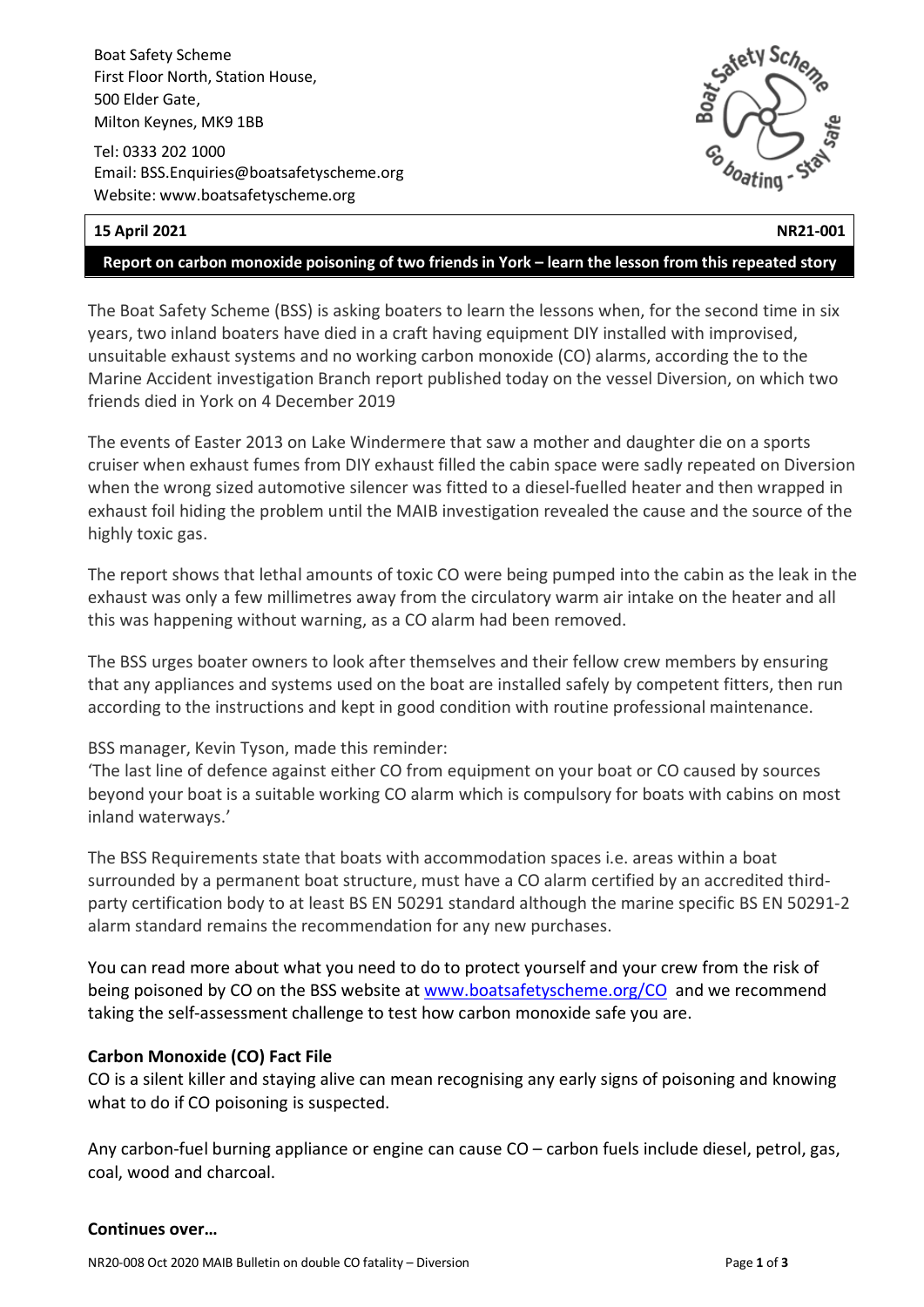Boat Safety Scheme
First Floor North, Station House,
500 Elder Gate,
Milton Keynes, MK9 1BB

Tel: 0333 202 1000
Email: BSS.Enquiries@boatsafetyscheme.org
Website: www.boatsafetyscheme.org

**15 April 2021** **NR21-001**

**Report on carbon monoxide poisoning of two friends in York – learn the lesson from this repeated story**

The Boat Safety Scheme (BSS) is asking boaters to learn the lessons when, for the second time in six years, two inland boaters have died in a craft having equipment DIY installed with improvised, unsuitable exhaust systems and no working carbon monoxide (CO) alarms, according the to the Marine Accident investigation Branch report published today on the vessel Diversion, on which two friends died in York on 4 December 2019

The events of Easter 2013 on Lake Windermere that saw a mother and daughter die on a sports cruiser when exhaust fumes from DIY exhaust filled the cabin space were sadly repeated on Diversion when the wrong sized automotive silencer was fitted to a diesel-fuelled heater and then wrapped in exhaust foil hiding the problem until the MAIB investigation revealed the cause and the source of the highly toxic gas.

The report shows that lethal amounts of toxic CO were being pumped into the cabin as the leak in the exhaust was only a few millimetres away from the circulatory warm air intake on the heater and all this was happening without warning, as a CO alarm had been removed.

The BSS urges boater owners to look after themselves and their fellow crew members by ensuring that any appliances and systems used on the boat are installed safely by competent fitters, then run according to the instructions and kept in good condition with routine professional maintenance.

BSS manager, Kevin Tyson, made this reminder:
'The last line of defence against either CO from equipment on your boat or CO caused by sources beyond your boat is a suitable working CO alarm which is compulsory for boats with cabins on most inland waterways.'

The BSS Requirements state that boats with accommodation spaces i.e. areas within a boat surrounded by a permanent boat structure, must have a CO alarm certified by an accredited third-party certification body to at least BS EN 50291 standard although the marine specific BS EN 50291-2 alarm standard remains the recommendation for any new purchases.

You can read more about what you need to do to protect yourself and your crew from the risk of being poisoned by CO on the BSS website at www.boatsafetyscheme.org/CO and we recommend taking the self-assessment challenge to test how carbon monoxide safe you are.

**Carbon Monoxide (CO) Fact File**

CO is a silent killer and staying alive can mean recognising any early signs of poisoning and knowing what to do if CO poisoning is suspected.

Any carbon-fuel burning appliance or engine can cause CO – carbon fuels include diesel, petrol, gas, coal, wood and charcoal.

**Continues over…**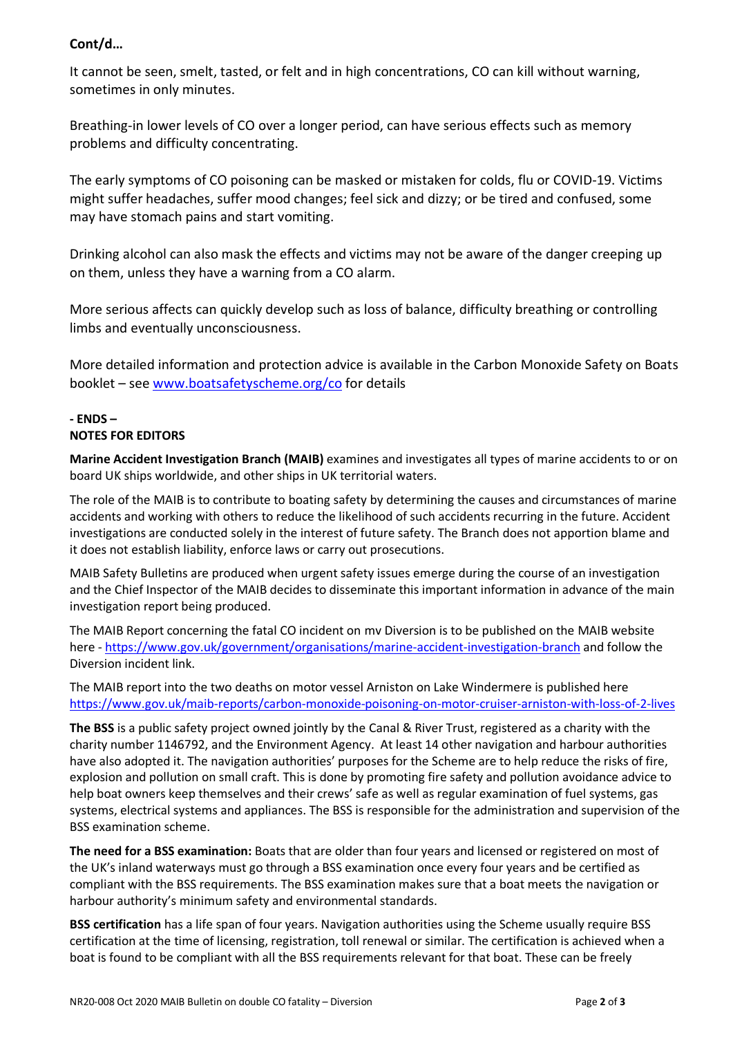**Cont/d…**

It cannot be seen, smelt, tasted, or felt and in high concentrations, CO can kill without warning, sometimes in only minutes.

Breathing-in lower levels of CO over a longer period, can have serious effects such as memory problems and difficulty concentrating.

The early symptoms of CO poisoning can be masked or mistaken for colds, flu or COVID-19. Victims might suffer headaches, suffer mood changes; feel sick and dizzy; or be tired and confused, some may have stomach pains and start vomiting.

Drinking alcohol can also mask the effects and victims may not be aware of the danger creeping up on them, unless they have a warning from a CO alarm.

More serious affects can quickly develop such as loss of balance, difficulty breathing or controlling limbs and eventually unconsciousness.

More detailed information and protection advice is available in the Carbon Monoxide Safety on Boats booklet – see www.boatsafetyscheme.org/co for details

**- ENDS –**

**NOTES FOR EDITORS**

**Marine Accident Investigation Branch (MAIB)** examines and investigates all types of marine accidents to or on board UK ships worldwide, and other ships in UK territorial waters.

The role of the MAIB is to contribute to boating safety by determining the causes and circumstances of marine accidents and working with others to reduce the likelihood of such accidents recurring in the future. Accident investigations are conducted solely in the interest of future safety. The Branch does not apportion blame and it does not establish liability, enforce laws or carry out prosecutions.

MAIB Safety Bulletins are produced when urgent safety issues emerge during the course of an investigation and the Chief Inspector of the MAIB decides to disseminate this important information in advance of the main investigation report being produced.

The MAIB Report concerning the fatal CO incident on mv Diversion is to be published on the MAIB website here - https://www.gov.uk/government/organisations/marine-accident-investigation-branch and follow the Diversion incident link.

The MAIB report into the two deaths on motor vessel Arniston on Lake Windermere is published here https://www.gov.uk/maib-reports/carbon-monoxide-poisoning-on-motor-cruiser-arniston-with-loss-of-2-lives

**The BSS** is a public safety project owned jointly by the Canal & River Trust, registered as a charity with the charity number 1146792, and the Environment Agency. At least 14 other navigation and harbour authorities have also adopted it. The navigation authorities' purposes for the Scheme are to help reduce the risks of fire, explosion and pollution on small craft. This is done by promoting fire safety and pollution avoidance advice to help boat owners keep themselves and their crews' safe as well as regular examination of fuel systems, gas systems, electrical systems and appliances. The BSS is responsible for the administration and supervision of the BSS examination scheme.

**The need for a BSS examination:** Boats that are older than four years and licensed or registered on most of the UK's inland waterways must go through a BSS examination once every four years and be certified as compliant with the BSS requirements. The BSS examination makes sure that a boat meets the navigation or harbour authority's minimum safety and environmental standards.

**BSS certification** has a life span of four years. Navigation authorities using the Scheme usually require BSS certification at the time of licensing, registration, toll renewal or similar. The certification is achieved when a boat is found to be compliant with all the BSS requirements relevant for that boat. These can be freely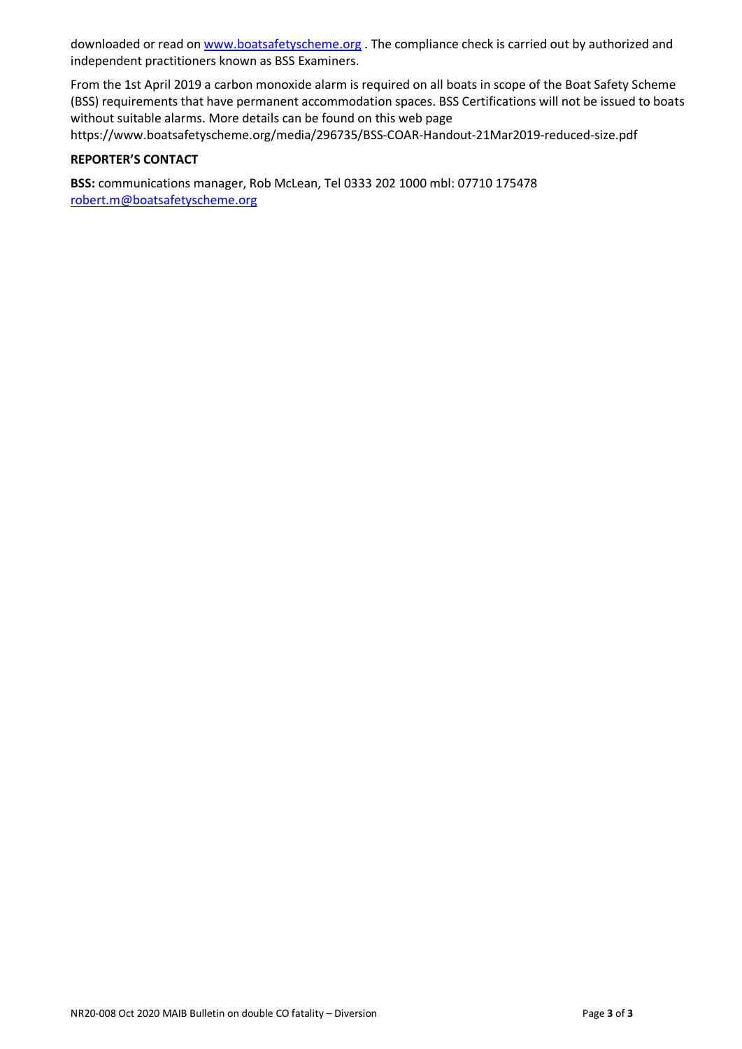downloaded or read on [www.boatsafetyscheme.org](www.boatsafetyscheme.org) . The compliance check is carried out by authorized and independent practitioners known as BSS Examiners.

From the 1st April 2019 a carbon monoxide alarm is required on all boats in scope of the Boat Safety Scheme (BSS) requirements that have permanent accommodation spaces. BSS Certifications will not be issued to boats without suitable alarms. More details can be found on this web page https://www.boatsafetyscheme.org/media/296735/BSS-COAR-Handout-21Mar2019-reduced-size.pdf

**REPORTER'S CONTACT**

**BSS:** communications manager, Rob McLean, Tel 0333 202 1000 mbl: 07710 175478 [robert.m@boatsafetyscheme.org](mailto:robert.m@boatsafetyscheme.org)